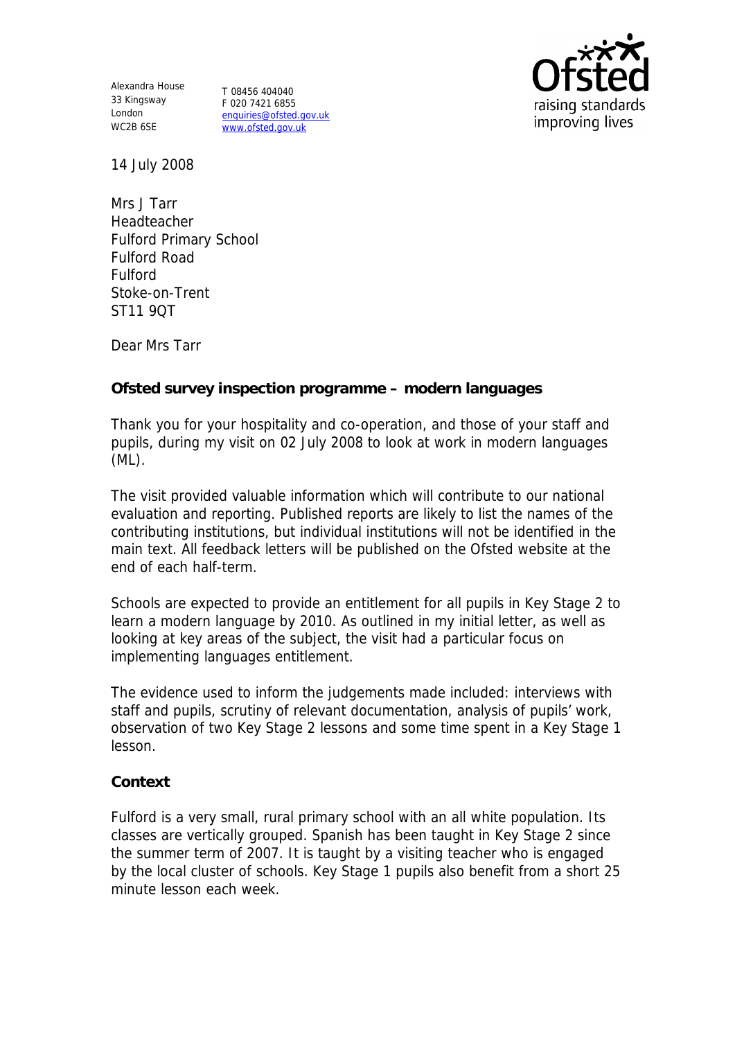Alexandra House
33 Kingsway
London
WC2B 6SE

T 08456 404040
F 020 7421 6855
enquiries@ofsted.gov.uk
www.ofsted.gov.uk

Ofsted
raising standards
improving lives

14 July 2008

Mrs J Tarr
Headteacher
Fulford Primary School
Fulford Road
Fulford
Stoke-on-Trent
ST11 9QT

Dear Mrs Tarr

**Ofsted survey inspection programme – modern languages**

Thank you for your hospitality and co-operation, and those of your staff and pupils, during my visit on 02 July 2008 to look at work in modern languages (ML).

The visit provided valuable information which will contribute to our national evaluation and reporting. Published reports are likely to list the names of the contributing institutions, but individual institutions will not be identified in the main text. All feedback letters will be published on the Ofsted website at the end of each half-term.

Schools are expected to provide an entitlement for all pupils in Key Stage 2 to learn a modern language by 2010. As outlined in my initial letter, as well as looking at key areas of the subject, the visit had a particular focus on implementing languages entitlement.

The evidence used to inform the judgements made included: interviews with staff and pupils, scrutiny of relevant documentation, analysis of pupils' work, observation of two Key Stage 2 lessons and some time spent in a Key Stage 1 lesson.

**Context**

Fulford is a very small, rural primary school with an all white population. Its classes are vertically grouped. Spanish has been taught in Key Stage 2 since the summer term of 2007. It is taught by a visiting teacher who is engaged by the local cluster of schools. Key Stage 1 pupils also benefit from a short 25 minute lesson each week.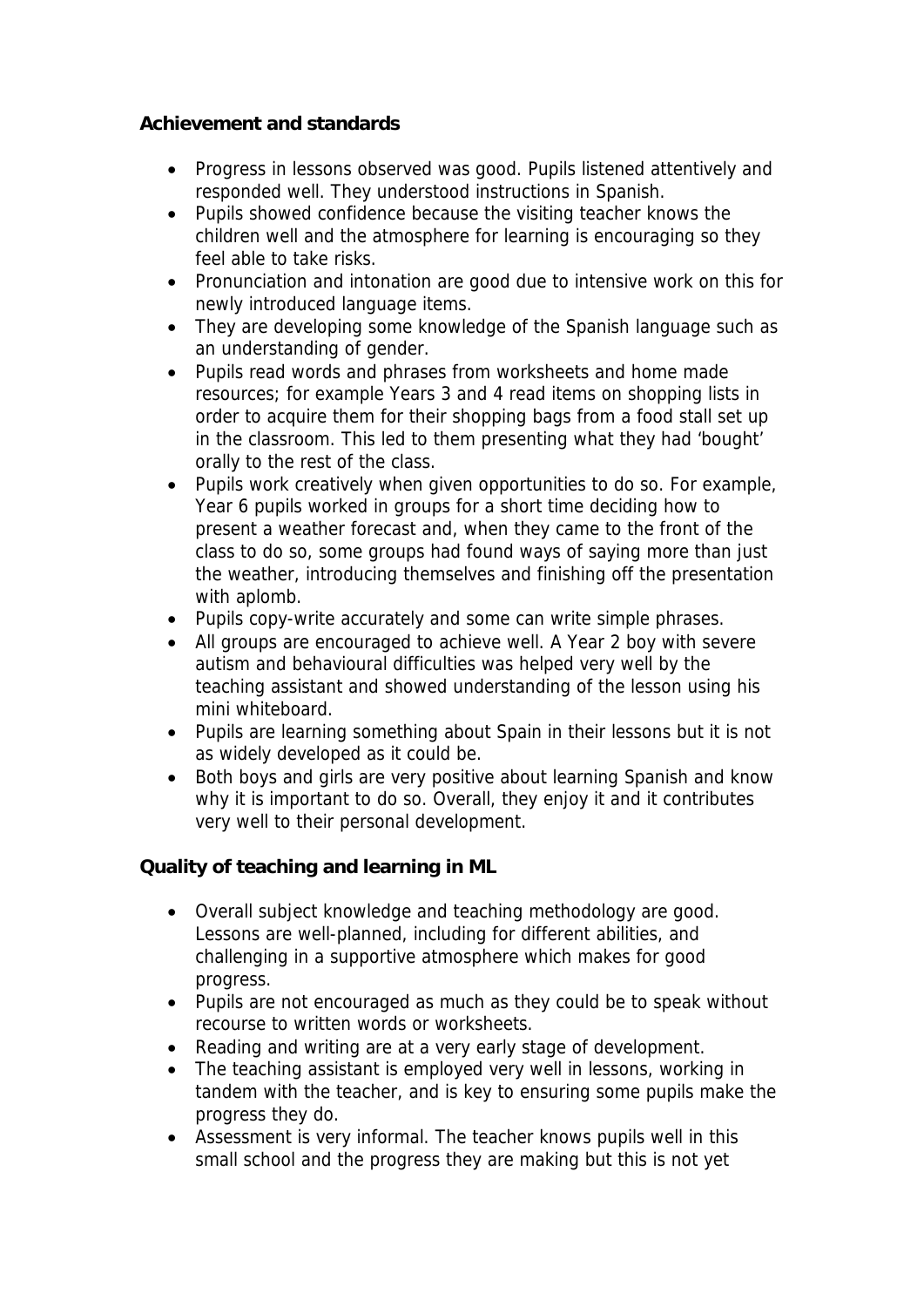**Achievement and standards**

- Progress in lessons observed was good. Pupils listened attentively and responded well. They understood instructions in Spanish.
- Pupils showed confidence because the visiting teacher knows the children well and the atmosphere for learning is encouraging so they feel able to take risks.
- Pronunciation and intonation are good due to intensive work on this for newly introduced language items.
- They are developing some knowledge of the Spanish language such as an understanding of gender.
- Pupils read words and phrases from worksheets and home made resources; for example Years 3 and 4 read items on shopping lists in order to acquire them for their shopping bags from a food stall set up in the classroom. This led to them presenting what they had 'bought' orally to the rest of the class.
- Pupils work creatively when given opportunities to do so. For example, Year 6 pupils worked in groups for a short time deciding how to present a weather forecast and, when they came to the front of the class to do so, some groups had found ways of saying more than just the weather, introducing themselves and finishing off the presentation with aplomb.
- Pupils copy-write accurately and some can write simple phrases.
- All groups are encouraged to achieve well. A Year 2 boy with severe autism and behavioural difficulties was helped very well by the teaching assistant and showed understanding of the lesson using his mini whiteboard.
- Pupils are learning something about Spain in their lessons but it is not as widely developed as it could be.
- Both boys and girls are very positive about learning Spanish and know why it is important to do so. Overall, they enjoy it and it contributes very well to their personal development.

**Quality of teaching and learning in ML**

- Overall subject knowledge and teaching methodology are good. Lessons are well-planned, including for different abilities, and challenging in a supportive atmosphere which makes for good progress.
- Pupils are not encouraged as much as they could be to speak without recourse to written words or worksheets.
- Reading and writing are at a very early stage of development.
- The teaching assistant is employed very well in lessons, working in tandem with the teacher, and is key to ensuring some pupils make the progress they do.
- Assessment is very informal. The teacher knows pupils well in this small school and the progress they are making but this is not yet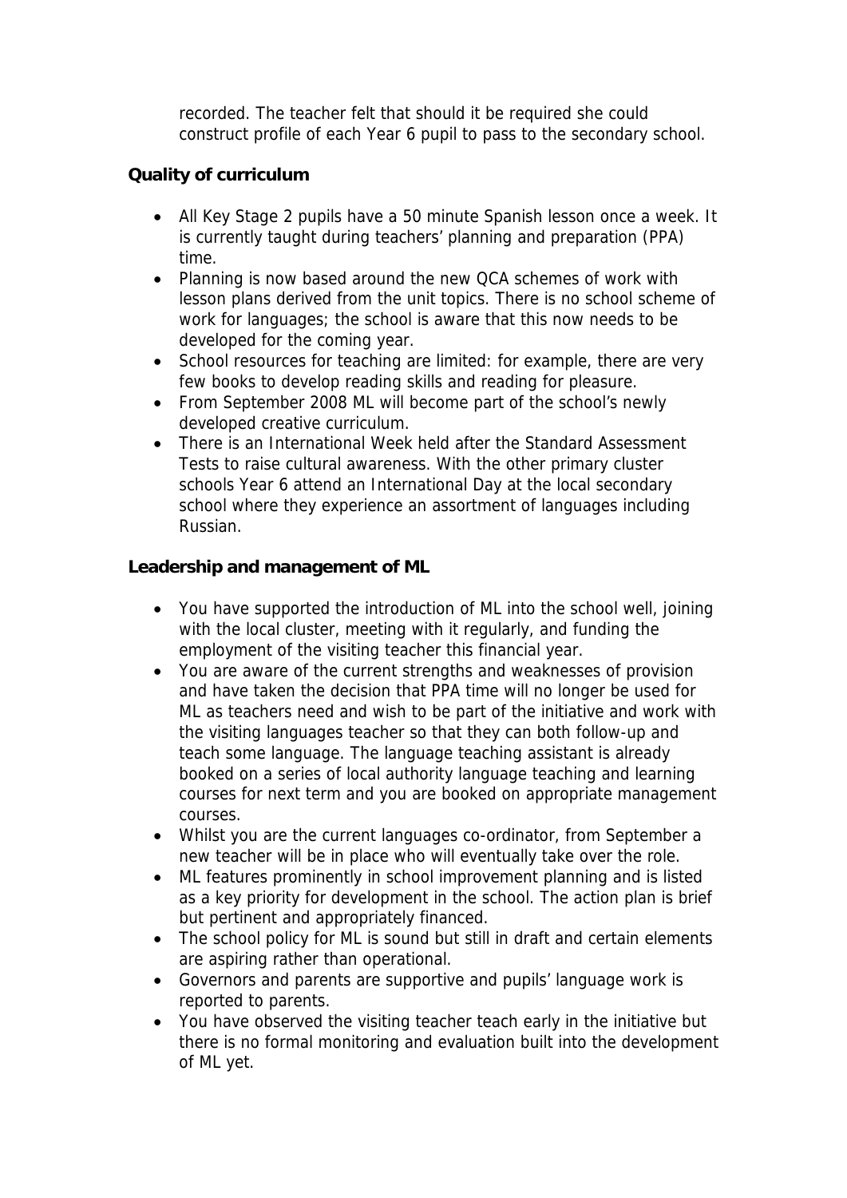recorded. The teacher felt that should it be required she could construct profile of each Year 6 pupil to pass to the secondary school.

**Quality of curriculum**

- All Key Stage 2 pupils have a 50 minute Spanish lesson once a week. It is currently taught during teachers' planning and preparation (PPA) time.
- Planning is now based around the new QCA schemes of work with lesson plans derived from the unit topics. There is no school scheme of work for languages; the school is aware that this now needs to be developed for the coming year.
- School resources for teaching are limited: for example, there are very few books to develop reading skills and reading for pleasure.
- From September 2008 ML will become part of the school's newly developed creative curriculum.
- There is an International Week held after the Standard Assessment Tests to raise cultural awareness. With the other primary cluster schools Year 6 attend an International Day at the local secondary school where they experience an assortment of languages including Russian.

**Leadership and management of ML**

- You have supported the introduction of ML into the school well, joining with the local cluster, meeting with it regularly, and funding the employment of the visiting teacher this financial year.
- You are aware of the current strengths and weaknesses of provision and have taken the decision that PPA time will no longer be used for ML as teachers need and wish to be part of the initiative and work with the visiting languages teacher so that they can both follow-up and teach some language. The language teaching assistant is already booked on a series of local authority language teaching and learning courses for next term and you are booked on appropriate management courses.
- Whilst you are the current languages co-ordinator, from September a new teacher will be in place who will eventually take over the role.
- ML features prominently in school improvement planning and is listed as a key priority for development in the school. The action plan is brief but pertinent and appropriately financed.
- The school policy for ML is sound but still in draft and certain elements are aspiring rather than operational.
- Governors and parents are supportive and pupils' language work is reported to parents.
- You have observed the visiting teacher teach early in the initiative but there is no formal monitoring and evaluation built into the development of ML yet.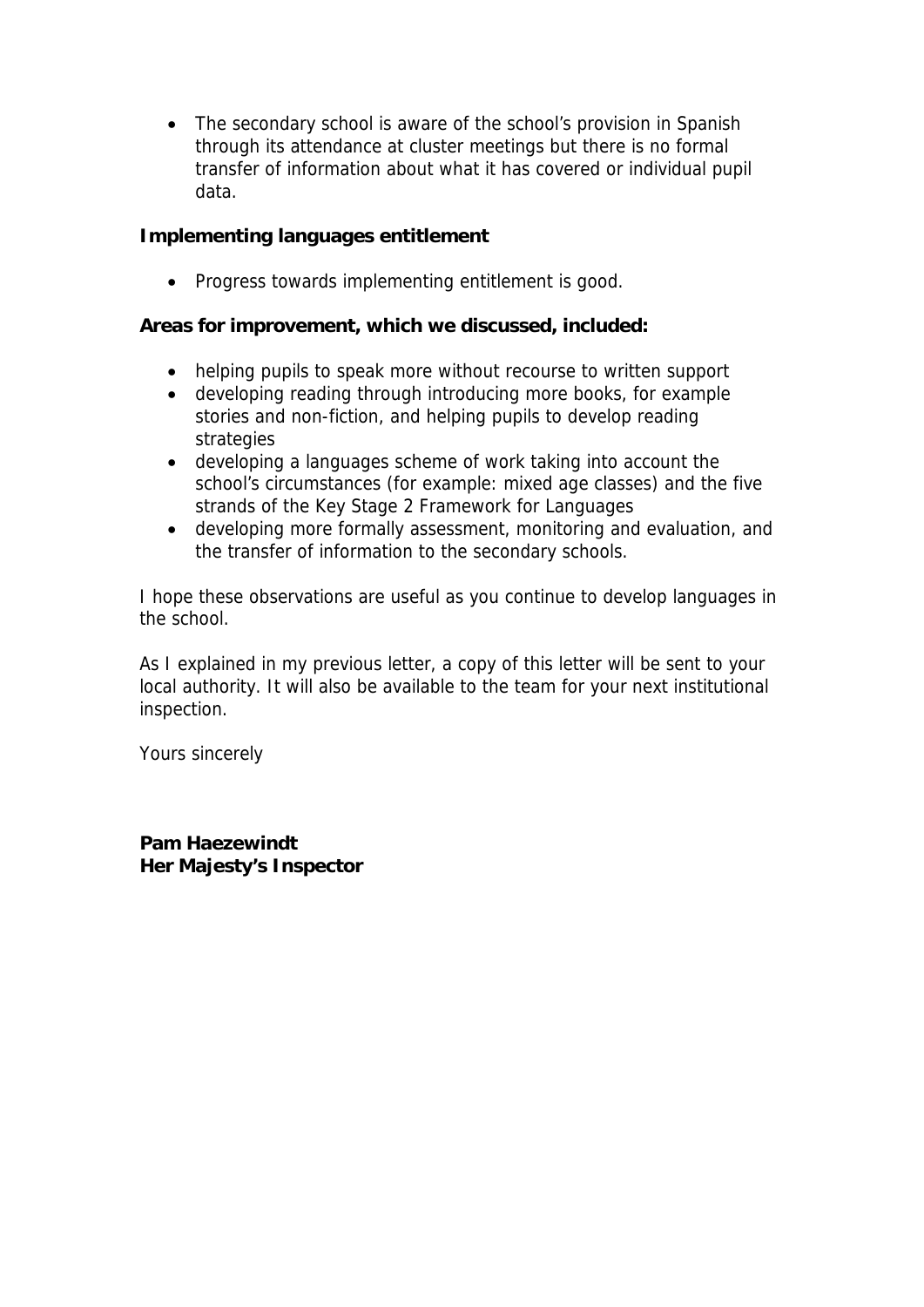- The secondary school is aware of the school's provision in Spanish through its attendance at cluster meetings but there is no formal transfer of information about what it has covered or individual pupil data.

**Implementing languages entitlement**

- Progress towards implementing entitlement is good.

**Areas for improvement, which we discussed, included:**

- helping pupils to speak more without recourse to written support
- developing reading through introducing more books, for example stories and non-fiction, and helping pupils to develop reading strategies
- developing a languages scheme of work taking into account the school's circumstances (for example: mixed age classes) and the five strands of the Key Stage 2 Framework for Languages
- developing more formally assessment, monitoring and evaluation, and the transfer of information to the secondary schools.

I hope these observations are useful as you continue to develop languages in the school.

As I explained in my previous letter, a copy of this letter will be sent to your local authority. It will also be available to the team for your next institutional inspection.

Yours sincerely

**Pam Haezewindt**
**Her Majesty's Inspector**